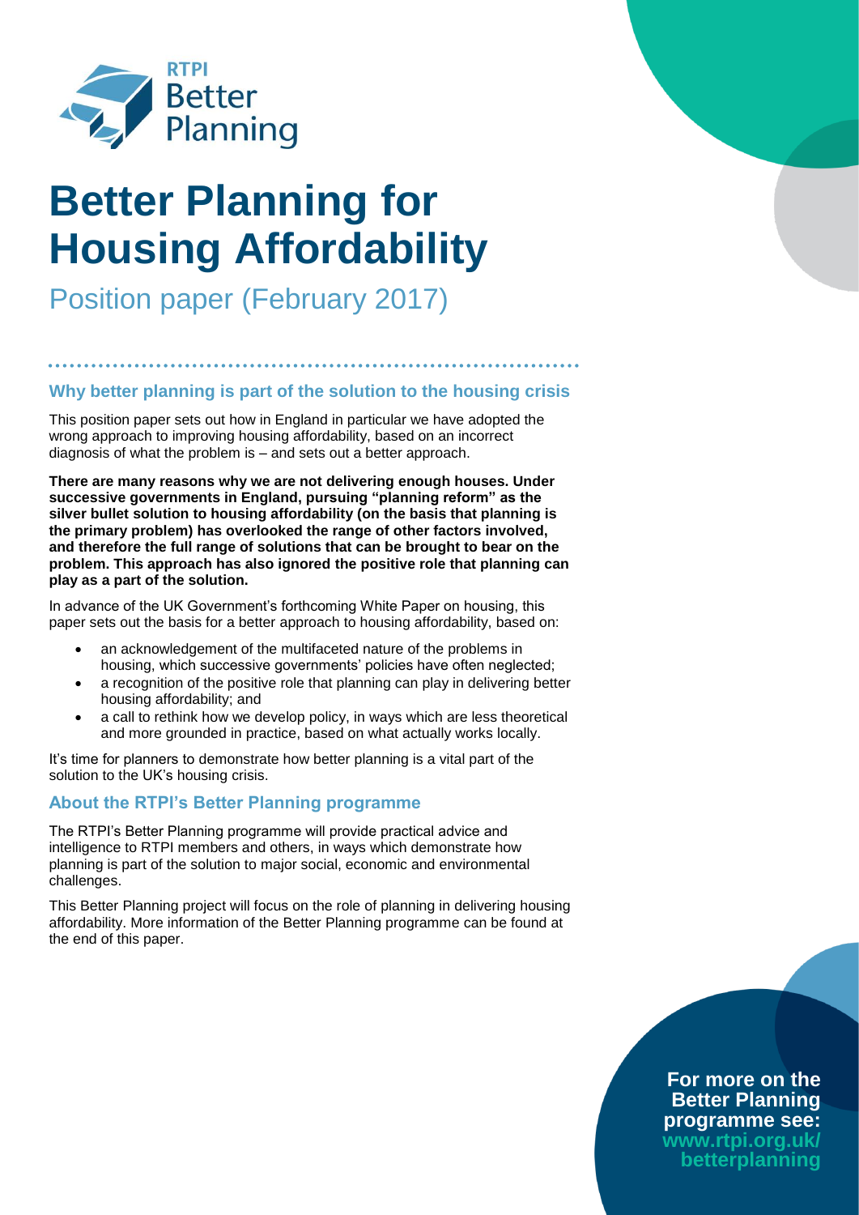RTPI Better Planning

# Better Planning for Housing Affordability

Position paper (February 2017)

## Why better planning is part of the solution to the housing crisis

This position paper sets out how in England in particular we have adopted the wrong approach to improving housing affordability, based on an incorrect diagnosis of what the problem is – and sets out a better approach.

**There are many reasons why we are not delivering enough houses. Under successive governments in England, pursuing "planning reform" as the silver bullet solution to housing affordability (on the basis that planning is the primary problem) has overlooked the range of other factors involved, and therefore the full range of solutions that can be brought to bear on the problem. This approach has also ignored the positive role that planning can play as a part of the solution.**

In advance of the UK Government's forthcoming White Paper on housing, this paper sets out the basis for a better approach to housing affordability, based on:

- an acknowledgement of the multifaceted nature of the problems in housing, which successive governments' policies have often neglected;
- a recognition of the positive role that planning can play in delivering better housing affordability; and
- a call to rethink how we develop policy, in ways which are less theoretical and more grounded in practice, based on what actually works locally.

It's time for planners to demonstrate how better planning is a vital part of the solution to the UK's housing crisis.

## About the RTPI's Better Planning programme

The RTPI's Better Planning programme will provide practical advice and intelligence to RTPI members and others, in ways which demonstrate how planning is part of the solution to major social, economic and environmental challenges.

This Better Planning project will focus on the role of planning in delivering housing affordability. More information of the Better Planning programme can be found at the end of this paper.

**For more on the Better Planning programme see: www.rtpi.org.uk/betterplanning**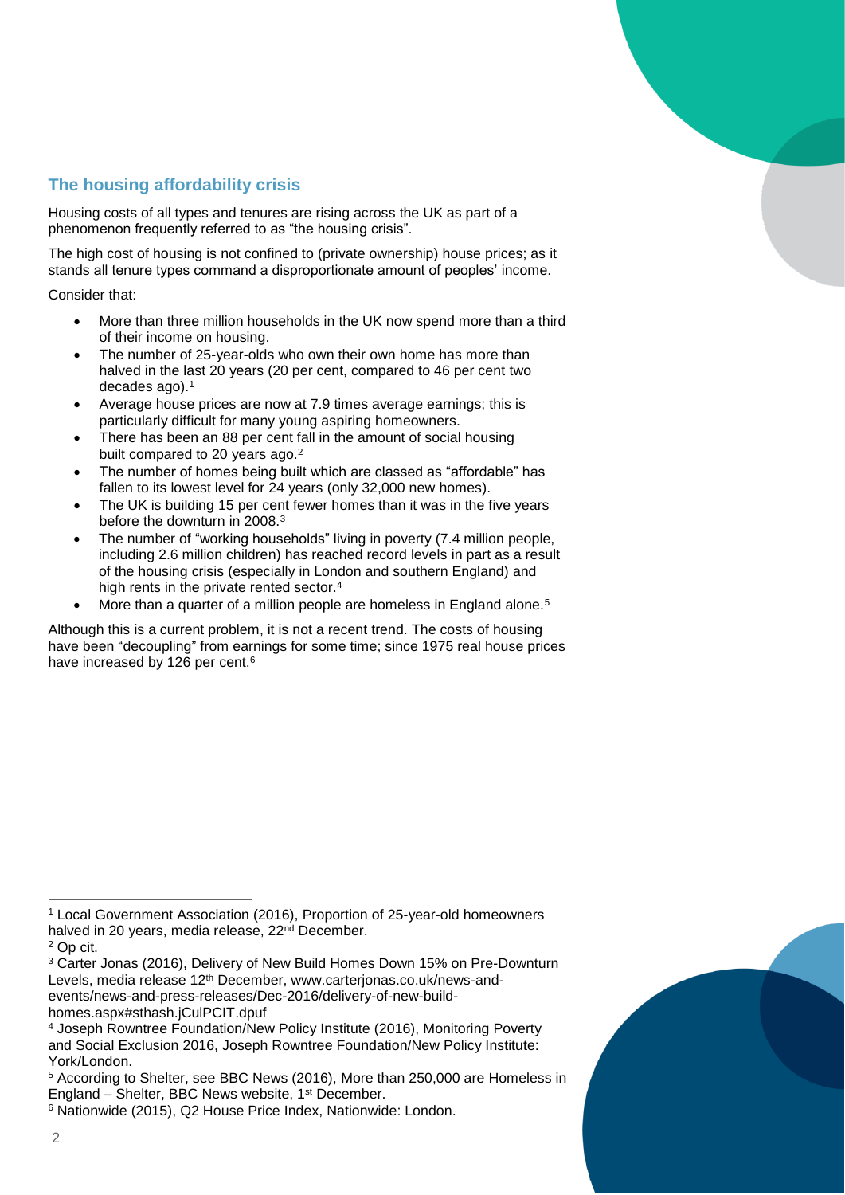## The housing affordability crisis

Housing costs of all types and tenures are rising across the UK as part of a phenomenon frequently referred to as "the housing crisis".

The high cost of housing is not confined to (private ownership) house prices; as it stands all tenure types command a disproportionate amount of peoples' income.

Consider that:

- More than three million households in the UK now spend more than a third of their income on housing.
- The number of 25-year-olds who own their own home has more than halved in the last 20 years (20 per cent, compared to 46 per cent two decades ago).[1]
- Average house prices are now at 7.9 times average earnings; this is particularly difficult for many young aspiring homeowners.
- There has been an 88 per cent fall in the amount of social housing built compared to 20 years ago.[2]
- The number of homes being built which are classed as "affordable" has fallen to its lowest level for 24 years (only 32,000 new homes).
- The UK is building 15 per cent fewer homes than it was in the five years before the downturn in 2008.[3]
- The number of "working households" living in poverty (7.4 million people, including 2.6 million children) has reached record levels in part as a result of the housing crisis (especially in London and southern England) and high rents in the private rented sector.[4]
- More than a quarter of a million people are homeless in England alone.[5]

Although this is a current problem, it is not a recent trend. The costs of housing have been "decoupling" from earnings for some time; since 1975 real house prices have increased by 126 per cent.[6]

---

[1] Local Government Association (2016), Proportion of 25-year-old homeowners halved in 20 years, media release, 22nd December.

[2] Op cit.

[3] Carter Jonas (2016), Delivery of New Build Homes Down 15% on Pre-Downturn Levels, media release 12th December, www.carterjonas.co.uk/news-and-events/news-and-press-releases/Dec-2016/delivery-of-new-build-homes.aspx#sthash.jCulPCIT.dpuf

[4] Joseph Rowntree Foundation/New Policy Institute (2016), Monitoring Poverty and Social Exclusion 2016, Joseph Rowntree Foundation/New Policy Institute: York/London.

[5] According to Shelter, see BBC News (2016), More than 250,000 are Homeless in England – Shelter, BBC News website, 1st December.

[6] Nationwide (2015), Q2 House Price Index, Nationwide: London.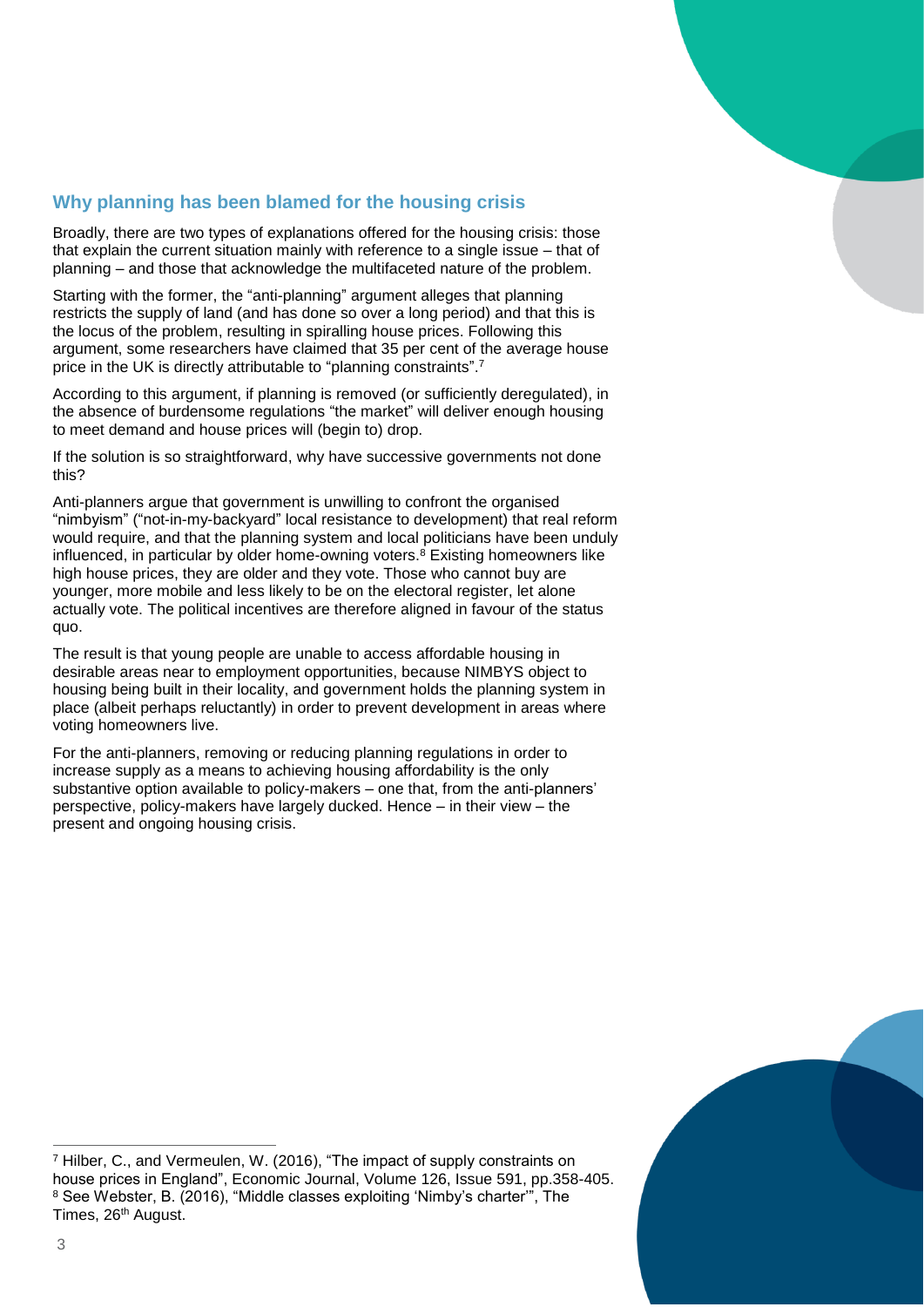## Why planning has been blamed for the housing crisis

Broadly, there are two types of explanations offered for the housing crisis: those that explain the current situation mainly with reference to a single issue – that of planning – and those that acknowledge the multifaceted nature of the problem.

Starting with the former, the "anti-planning" argument alleges that planning restricts the supply of land (and has done so over a long period) and that this is the locus of the problem, resulting in spiralling house prices. Following this argument, some researchers have claimed that 35 per cent of the average house price in the UK is directly attributable to "planning constraints".[7]

According to this argument, if planning is removed (or sufficiently deregulated), in the absence of burdensome regulations "the market" will deliver enough housing to meet demand and house prices will (begin to) drop.

If the solution is so straightforward, why have successive governments not done this?

Anti-planners argue that government is unwilling to confront the organised "nimbyism" ("not-in-my-backyard" local resistance to development) that real reform would require, and that the planning system and local politicians have been unduly influenced, in particular by older home-owning voters.[8] Existing homeowners like high house prices, they are older and they vote. Those who cannot buy are younger, more mobile and less likely to be on the electoral register, let alone actually vote. The political incentives are therefore aligned in favour of the status quo.

The result is that young people are unable to access affordable housing in desirable areas near to employment opportunities, because NIMBYS object to housing being built in their locality, and government holds the planning system in place (albeit perhaps reluctantly) in order to prevent development in areas where voting homeowners live.

For the anti-planners, removing or reducing planning regulations in order to increase supply as a means to achieving housing affordability is the only substantive option available to policy-makers – one that, from the anti-planners' perspective, policy-makers have largely ducked. Hence – in their view – the present and ongoing housing crisis.

---

[7] Hilber, C., and Vermeulen, W. (2016), "The impact of supply constraints on house prices in England", Economic Journal, Volume 126, Issue 591, pp.358-405.

[8] See Webster, B. (2016), "Middle classes exploiting 'Nimby's charter'", The Times, 26th August.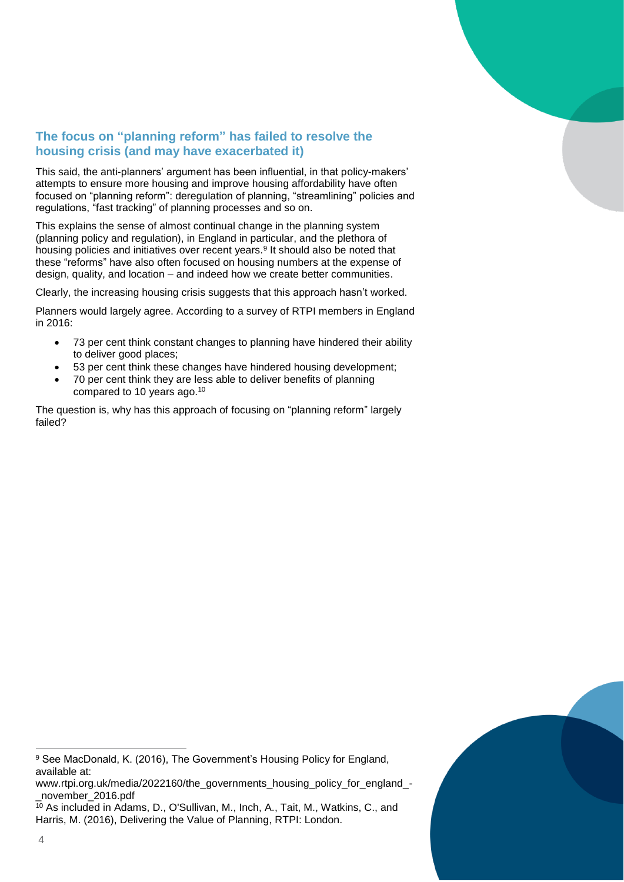## The focus on "planning reform" has failed to resolve the housing crisis (and may have exacerbated it)

This said, the anti-planners' argument has been influential, in that policy-makers' attempts to ensure more housing and improve housing affordability have often focused on "planning reform": deregulation of planning, "streamlining" policies and regulations, "fast tracking" of planning processes and so on.

This explains the sense of almost continual change in the planning system (planning policy and regulation), in England in particular, and the plethora of housing policies and initiatives over recent years.[9] It should also be noted that these "reforms" have also often focused on housing numbers at the expense of design, quality, and location – and indeed how we create better communities.

Clearly, the increasing housing crisis suggests that this approach hasn't worked.

Planners would largely agree. According to a survey of RTPI members in England in 2016:

- 73 per cent think constant changes to planning have hindered their ability to deliver good places;
- 53 per cent think these changes have hindered housing development;
- 70 per cent think they are less able to deliver benefits of planning compared to 10 years ago.[10]

The question is, why has this approach of focusing on "planning reform" largely failed?

---

[9] See MacDonald, K. (2016), The Government's Housing Policy for England, available at: www.rtpi.org.uk/media/2022160/the_governments_housing_policy_for_england_-_november_2016.pdf

[10] As included in Adams, D., O'Sullivan, M., Inch, A., Tait, M., Watkins, C., and Harris, M. (2016), Delivering the Value of Planning, RTPI: London.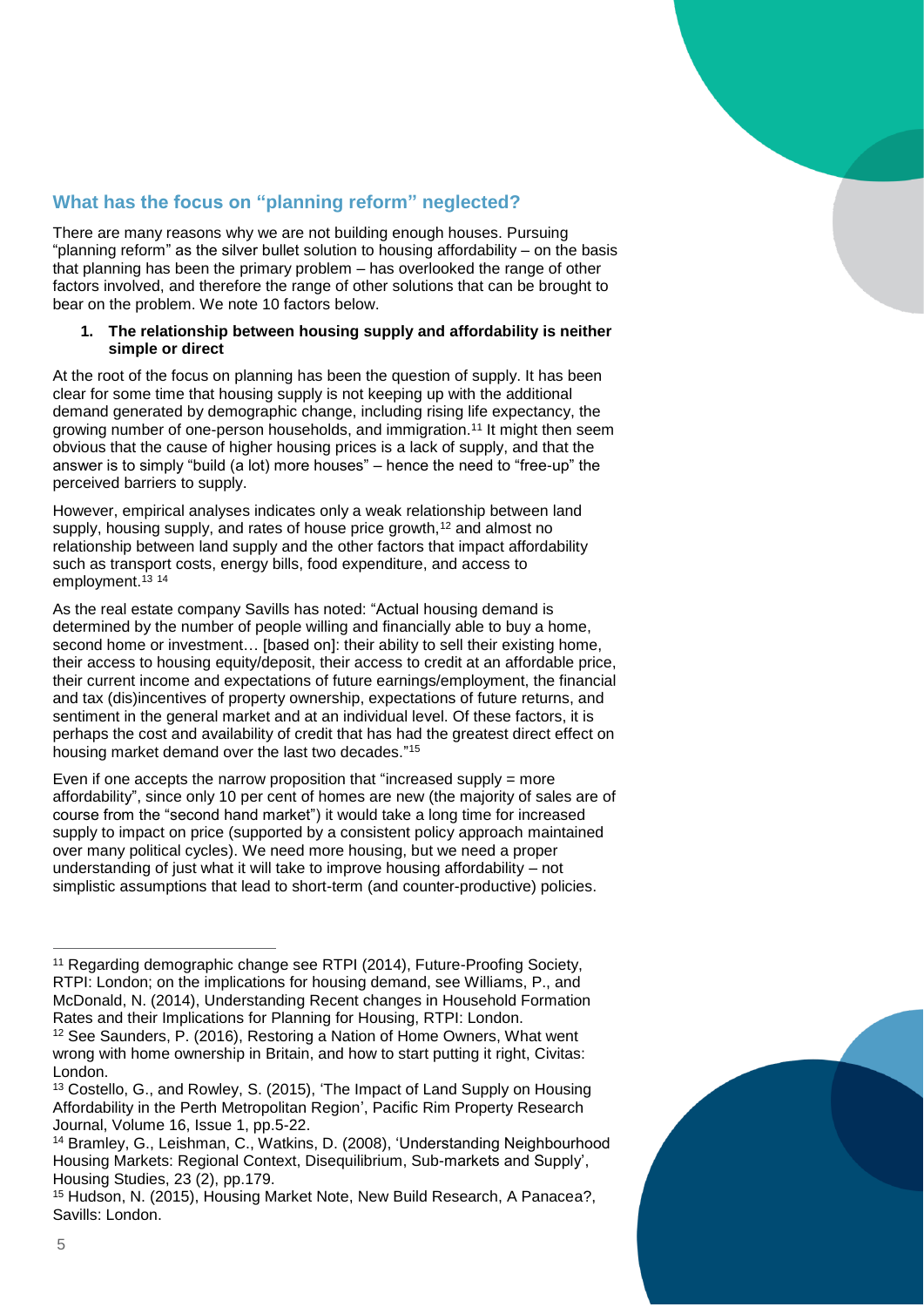## What has the focus on "planning reform" neglected?

There are many reasons why we are not building enough houses. Pursuing "planning reform" as the silver bullet solution to housing affordability – on the basis that planning has been the primary problem – has overlooked the range of other factors involved, and therefore the range of other solutions that can be brought to bear on the problem. We note 10 factors below.

1. **The relationship between housing supply and affordability is neither simple or direct**

At the root of the focus on planning has been the question of supply. It has been clear for some time that housing supply is not keeping up with the additional demand generated by demographic change, including rising life expectancy, the growing number of one-person households, and immigration.[11] It might then seem obvious that the cause of higher housing prices is a lack of supply, and that the answer is to simply "build (a lot) more houses" – hence the need to "free-up" the perceived barriers to supply.

However, empirical analyses indicates only a weak relationship between land supply, housing supply, and rates of house price growth,[12] and almost no relationship between land supply and the other factors that impact affordability such as transport costs, energy bills, food expenditure, and access to employment.[13] [14]

As the real estate company Savills has noted: "Actual housing demand is determined by the number of people willing and financially able to buy a home, second home or investment… [based on]: their ability to sell their existing home, their access to housing equity/deposit, their access to credit at an affordable price, their current income and expectations of future earnings/employment, the financial and tax (dis)incentives of property ownership, expectations of future returns, and sentiment in the general market and at an individual level. Of these factors, it is perhaps the cost and availability of credit that has had the greatest direct effect on housing market demand over the last two decades."[15]

Even if one accepts the narrow proposition that "increased supply = more affordability", since only 10 per cent of homes are new (the majority of sales are of course from the "second hand market") it would take a long time for increased supply to impact on price (supported by a consistent policy approach maintained over many political cycles). We need more housing, but we need a proper understanding of just what it will take to improve housing affordability – not simplistic assumptions that lead to short-term (and counter-productive) policies.

---

[11] Regarding demographic change see RTPI (2014), Future-Proofing Society, RTPI: London; on the implications for housing demand, see Williams, P., and McDonald, N. (2014), Understanding Recent changes in Household Formation Rates and their Implications for Planning for Housing, RTPI: London.

[12] See Saunders, P. (2016), Restoring a Nation of Home Owners, What went wrong with home ownership in Britain, and how to start putting it right, Civitas: London.

[13] Costello, G., and Rowley, S. (2015), 'The Impact of Land Supply on Housing Affordability in the Perth Metropolitan Region', Pacific Rim Property Research Journal, Volume 16, Issue 1, pp.5-22.

[14] Bramley, G., Leishman, C., Watkins, D. (2008), 'Understanding Neighbourhood Housing Markets: Regional Context, Disequilibrium, Sub-markets and Supply', Housing Studies, 23 (2), pp.179.

[15] Hudson, N. (2015), Housing Market Note, New Build Research, A Panacea?, Savills: London.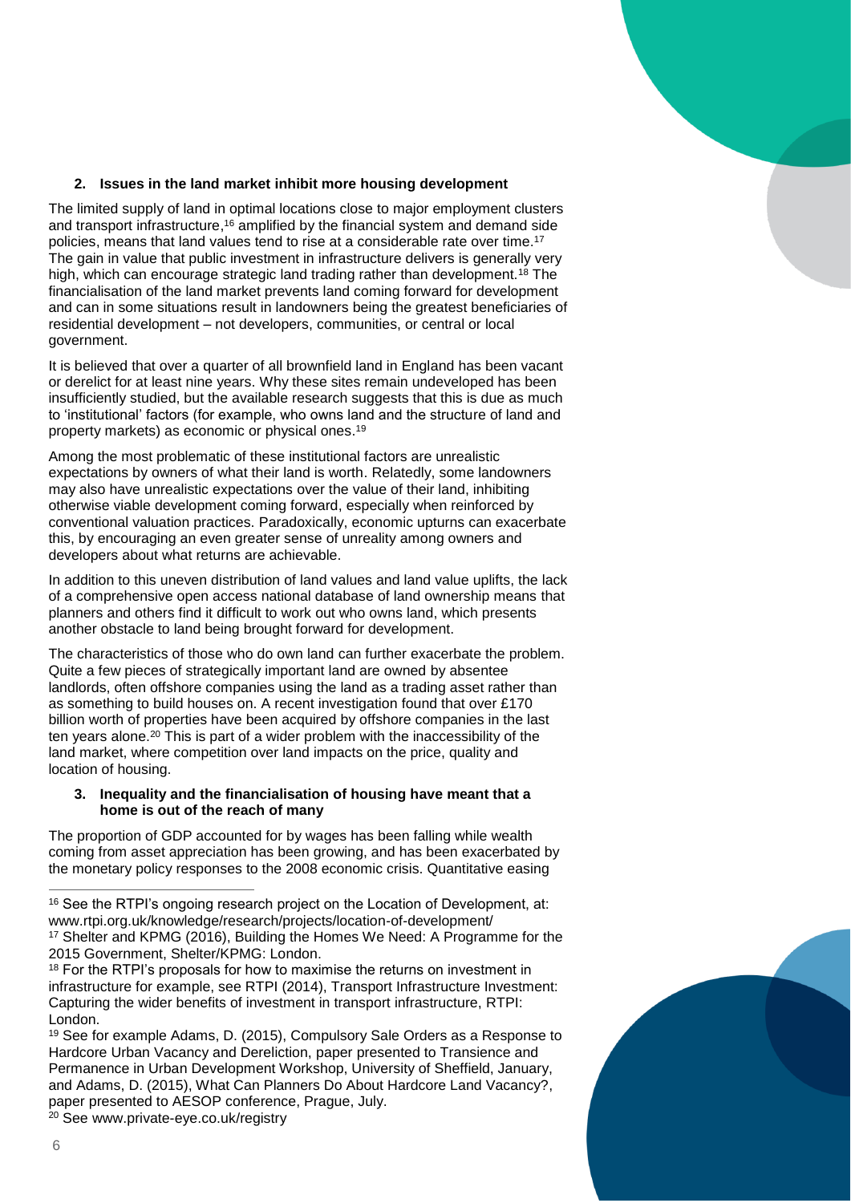2. **Issues in the land market inhibit more housing development**

The limited supply of land in optimal locations close to major employment clusters and transport infrastructure,[16] amplified by the financial system and demand side policies, means that land values tend to rise at a considerable rate over time.[17] The gain in value that public investment in infrastructure delivers is generally very high, which can encourage strategic land trading rather than development.[18] The financialisation of the land market prevents land coming forward for development and can in some situations result in landowners being the greatest beneficiaries of residential development – not developers, communities, or central or local government.

It is believed that over a quarter of all brownfield land in England has been vacant or derelict for at least nine years. Why these sites remain undeveloped has been insufficiently studied, but the available research suggests that this is due as much to 'institutional' factors (for example, who owns land and the structure of land and property markets) as economic or physical ones.[19]

Among the most problematic of these institutional factors are unrealistic expectations by owners of what their land is worth. Relatedly, some landowners may also have unrealistic expectations over the value of their land, inhibiting otherwise viable development coming forward, especially when reinforced by conventional valuation practices. Paradoxically, economic upturns can exacerbate this, by encouraging an even greater sense of unreality among owners and developers about what returns are achievable.

In addition to this uneven distribution of land values and land value uplifts, the lack of a comprehensive open access national database of land ownership means that planners and others find it difficult to work out who owns land, which presents another obstacle to land being brought forward for development.

The characteristics of those who do own land can further exacerbate the problem. Quite a few pieces of strategically important land are owned by absentee landlords, often offshore companies using the land as a trading asset rather than as something to build houses on. A recent investigation found that over £170 billion worth of properties have been acquired by offshore companies in the last ten years alone.[20] This is part of a wider problem with the inaccessibility of the land market, where competition over land impacts on the price, quality and location of housing.

3. **Inequality and the financialisation of housing have meant that a home is out of the reach of many**

The proportion of GDP accounted for by wages has been falling while wealth coming from asset appreciation has been growing, and has been exacerbated by the monetary policy responses to the 2008 economic crisis. Quantitative easing

---

[16] See the RTPI's ongoing research project on the Location of Development, at: www.rtpi.org.uk/knowledge/research/projects/location-of-development/

[17] Shelter and KPMG (2016), Building the Homes We Need: A Programme for the 2015 Government, Shelter/KPMG: London.

[18] For the RTPI's proposals for how to maximise the returns on investment in infrastructure for example, see RTPI (2014), Transport Infrastructure Investment: Capturing the wider benefits of investment in transport infrastructure, RTPI: London.

[19] See for example Adams, D. (2015), Compulsory Sale Orders as a Response to Hardcore Urban Vacancy and Dereliction, paper presented to Transience and Permanence in Urban Development Workshop, University of Sheffield, January, and Adams, D. (2015), What Can Planners Do About Hardcore Land Vacancy?, paper presented to AESOP conference, Prague, July.

[20] See www.private-eye.co.uk/registry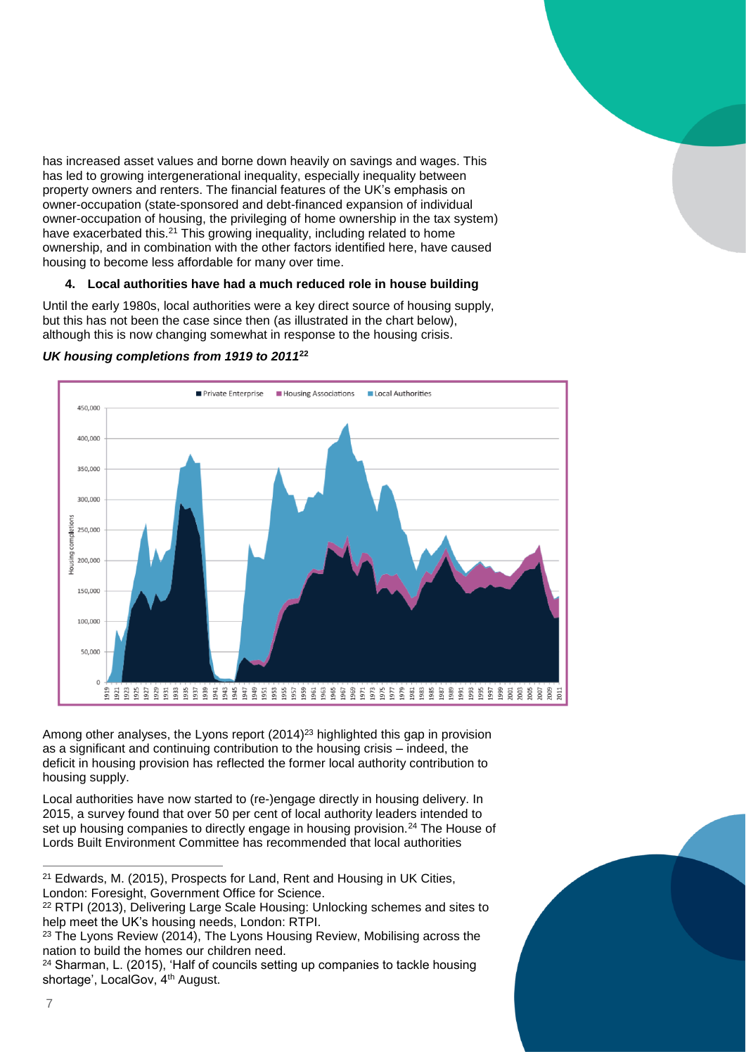has increased asset values and borne down heavily on savings and wages. This has led to growing intergenerational inequality, especially inequality between property owners and renters. The financial features of the UK's emphasis on owner-occupation (state-sponsored and debt-financed expansion of individual owner-occupation of housing, the privileging of home ownership in the tax system) have exacerbated this.[21] This growing inequality, including related to home ownership, and in combination with the other factors identified here, have caused housing to become less affordable for many over time.

#### 4. Local authorities have had a much reduced role in house building

Until the early 1980s, local authorities were a key direct source of housing supply, but this has not been the case since then (as illustrated in the chart below), although this is now changing somewhat in response to the housing crisis.

***UK housing completions from 1919 to 2011***[22]

Among other analyses, the Lyons report (2014)[23] highlighted this gap in provision as a significant and continuing contribution to the housing crisis – indeed, the deficit in housing provision has reflected the former local authority contribution to housing supply.

Local authorities have now started to (re-)engage directly in housing delivery. In 2015, a survey found that over 50 per cent of local authority leaders intended to set up housing companies to directly engage in housing provision.[24] The House of Lords Built Environment Committee has recommended that local authorities

---

[21] Edwards, M. (2015), Prospects for Land, Rent and Housing in UK Cities, London: Foresight, Government Office for Science.

[22] RTPI (2013), Delivering Large Scale Housing: Unlocking schemes and sites to help meet the UK's housing needs, London: RTPI.

[23] The Lyons Review (2014), The Lyons Housing Review, Mobilising across the nation to build the homes our children need.

[24] Sharman, L. (2015), 'Half of councils setting up companies to tackle housing shortage', LocalGov, 4th August.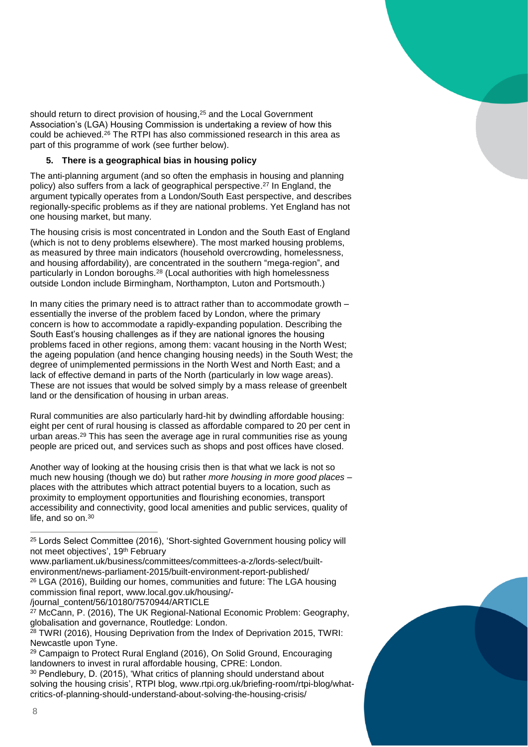should return to direct provision of housing,[25] and the Local Government Association's (LGA) Housing Commission is undertaking a review of how this could be achieved.[26] The RTPI has also commissioned research in this area as part of this programme of work (see further below).

### 5. There is a geographical bias in housing policy

The anti-planning argument (and so often the emphasis in housing and planning policy) also suffers from a lack of geographical perspective.[27] In England, the argument typically operates from a London/South East perspective, and describes regionally-specific problems as if they are national problems. Yet England has not one housing market, but many.

The housing crisis is most concentrated in London and the South East of England (which is not to deny problems elsewhere). The most marked housing problems, as measured by three main indicators (household overcrowding, homelessness, and housing affordability), are concentrated in the southern "mega-region", and particularly in London boroughs.[28] (Local authorities with high homelessness outside London include Birmingham, Northampton, Luton and Portsmouth.)

In many cities the primary need is to attract rather than to accommodate growth – essentially the inverse of the problem faced by London, where the primary concern is how to accommodate a rapidly-expanding population. Describing the South East's housing challenges as if they are national ignores the housing problems faced in other regions, among them: vacant housing in the North West; the ageing population (and hence changing housing needs) in the South West; the degree of unimplemented permissions in the North West and North East; and a lack of effective demand in parts of the North (particularly in low wage areas). These are not issues that would be solved simply by a mass release of greenbelt land or the densification of housing in urban areas.

Rural communities are also particularly hard-hit by dwindling affordable housing: eight per cent of rural housing is classed as affordable compared to 20 per cent in urban areas.[29] This has seen the average age in rural communities rise as young people are priced out, and services such as shops and post offices have closed.

Another way of looking at the housing crisis then is that what we lack is not so much new housing (though we do) but rather *more housing in more good places* – places with the attributes which attract potential buyers to a location, such as proximity to employment opportunities and flourishing economies, transport accessibility and connectivity, good local amenities and public services, quality of life, and so on.[30]

---

[25] Lords Select Committee (2016), 'Short-sighted Government housing policy will not meet objectives', 19th February www.parliament.uk/business/committees/committees-a-z/lords-select/built-environment/news-parliament-2015/built-environment-report-published/

[26] LGA (2016), Building our homes, communities and future: The LGA housing commission final report, www.local.gov.uk/housing/-/journal_content/56/10180/7570944/ARTICLE

[27] McCann, P. (2016), The UK Regional-National Economic Problem: Geography, globalisation and governance, Routledge: London.

[28] TWRI (2016), Housing Deprivation from the Index of Deprivation 2015, TWRI: Newcastle upon Tyne.

[29] Campaign to Protect Rural England (2016), On Solid Ground, Encouraging landowners to invest in rural affordable housing, CPRE: London.

[30] Pendlebury, D. (2015), 'What critics of planning should understand about solving the housing crisis', RTPI blog, www.rtpi.org.uk/briefing-room/rtpi-blog/what-critics-of-planning-should-understand-about-solving-the-housing-crisis/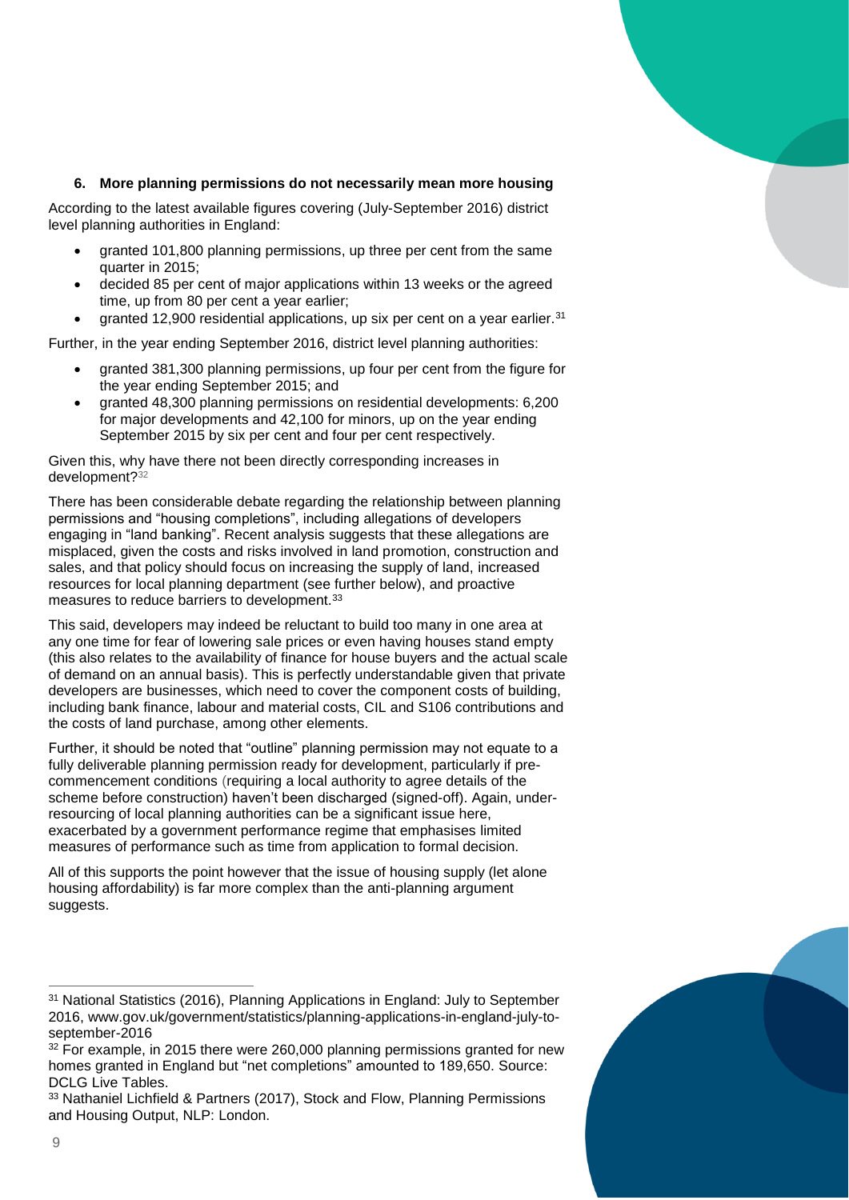### 6. More planning permissions do not necessarily mean more housing

According to the latest available figures covering (July-September 2016) district level planning authorities in England:

- granted 101,800 planning permissions, up three per cent from the same quarter in 2015;
- decided 85 per cent of major applications within 13 weeks or the agreed time, up from 80 per cent a year earlier;
- granted 12,900 residential applications, up six per cent on a year earlier.[31]

Further, in the year ending September 2016, district level planning authorities:

- granted 381,300 planning permissions, up four per cent from the figure for the year ending September 2015; and
- granted 48,300 planning permissions on residential developments: 6,200 for major developments and 42,100 for minors, up on the year ending September 2015 by six per cent and four per cent respectively.

Given this, why have there not been directly corresponding increases in development?[32]

There has been considerable debate regarding the relationship between planning permissions and "housing completions", including allegations of developers engaging in "land banking". Recent analysis suggests that these allegations are misplaced, given the costs and risks involved in land promotion, construction and sales, and that policy should focus on increasing the supply of land, increased resources for local planning department (see further below), and proactive measures to reduce barriers to development.[33]

This said, developers may indeed be reluctant to build too many in one area at any one time for fear of lowering sale prices or even having houses stand empty (this also relates to the availability of finance for house buyers and the actual scale of demand on an annual basis). This is perfectly understandable given that private developers are businesses, which need to cover the component costs of building, including bank finance, labour and material costs, CIL and S106 contributions and the costs of land purchase, among other elements.

Further, it should be noted that "outline" planning permission may not equate to a fully deliverable planning permission ready for development, particularly if pre-commencement conditions (requiring a local authority to agree details of the scheme before construction) haven't been discharged (signed-off). Again, under-resourcing of local planning authorities can be a significant issue here, exacerbated by a government performance regime that emphasises limited measures of performance such as time from application to formal decision.

All of this supports the point however that the issue of housing supply (let alone housing affordability) is far more complex than the anti-planning argument suggests.

---

[31] National Statistics (2016), Planning Applications in England: July to September 2016, www.gov.uk/government/statistics/planning-applications-in-england-july-to-september-2016

[32] For example, in 2015 there were 260,000 planning permissions granted for new homes granted in England but "net completions" amounted to 189,650. Source: DCLG Live Tables.

[33] Nathaniel Lichfield & Partners (2017), Stock and Flow, Planning Permissions and Housing Output, NLP: London.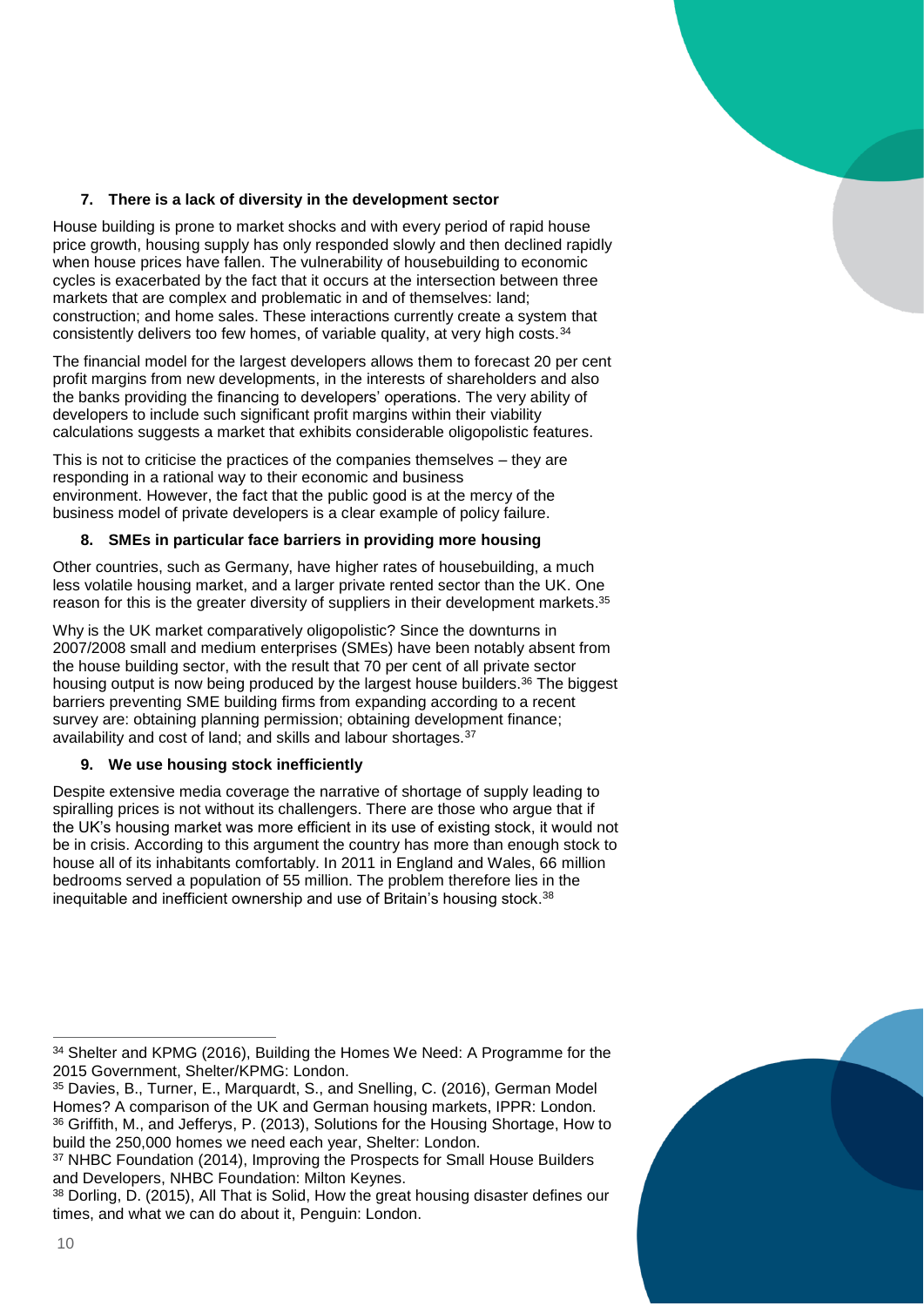### 7. There is a lack of diversity in the development sector

House building is prone to market shocks and with every period of rapid house price growth, housing supply has only responded slowly and then declined rapidly when house prices have fallen. The vulnerability of housebuilding to economic cycles is exacerbated by the fact that it occurs at the intersection between three markets that are complex and problematic in and of themselves: land; construction; and home sales. These interactions currently create a system that consistently delivers too few homes, of variable quality, at very high costs.[34]

The financial model for the largest developers allows them to forecast 20 per cent profit margins from new developments, in the interests of shareholders and also the banks providing the financing to developers' operations. The very ability of developers to include such significant profit margins within their viability calculations suggests a market that exhibits considerable oligopolistic features.

This is not to criticise the practices of the companies themselves – they are responding in a rational way to their economic and business environment. However, the fact that the public good is at the mercy of the business model of private developers is a clear example of policy failure.

### 8. SMEs in particular face barriers in providing more housing

Other countries, such as Germany, have higher rates of housebuilding, a much less volatile housing market, and a larger private rented sector than the UK. One reason for this is the greater diversity of suppliers in their development markets.[35]

Why is the UK market comparatively oligopolistic? Since the downturns in 2007/2008 small and medium enterprises (SMEs) have been notably absent from the house building sector, with the result that 70 per cent of all private sector housing output is now being produced by the largest house builders.[36] The biggest barriers preventing SME building firms from expanding according to a recent survey are: obtaining planning permission; obtaining development finance; availability and cost of land; and skills and labour shortages.[37]

### 9. We use housing stock inefficiently

Despite extensive media coverage the narrative of shortage of supply leading to spiralling prices is not without its challengers. There are those who argue that if the UK's housing market was more efficient in its use of existing stock, it would not be in crisis. According to this argument the country has more than enough stock to house all of its inhabitants comfortably. In 2011 in England and Wales, 66 million bedrooms served a population of 55 million. The problem therefore lies in the inequitable and inefficient ownership and use of Britain's housing stock.[38]

---

[34] Shelter and KPMG (2016), Building the Homes We Need: A Programme for the 2015 Government, Shelter/KPMG: London.

[35] Davies, B., Turner, E., Marquardt, S., and Snelling, C. (2016), German Model Homes? A comparison of the UK and German housing markets, IPPR: London.

[36] Griffith, M., and Jefferys, P. (2013), Solutions for the Housing Shortage, How to build the 250,000 homes we need each year, Shelter: London.

[37] NHBC Foundation (2014), Improving the Prospects for Small House Builders and Developers, NHBC Foundation: Milton Keynes.

[38] Dorling, D. (2015), All That is Solid, How the great housing disaster defines our times, and what we can do about it, Penguin: London.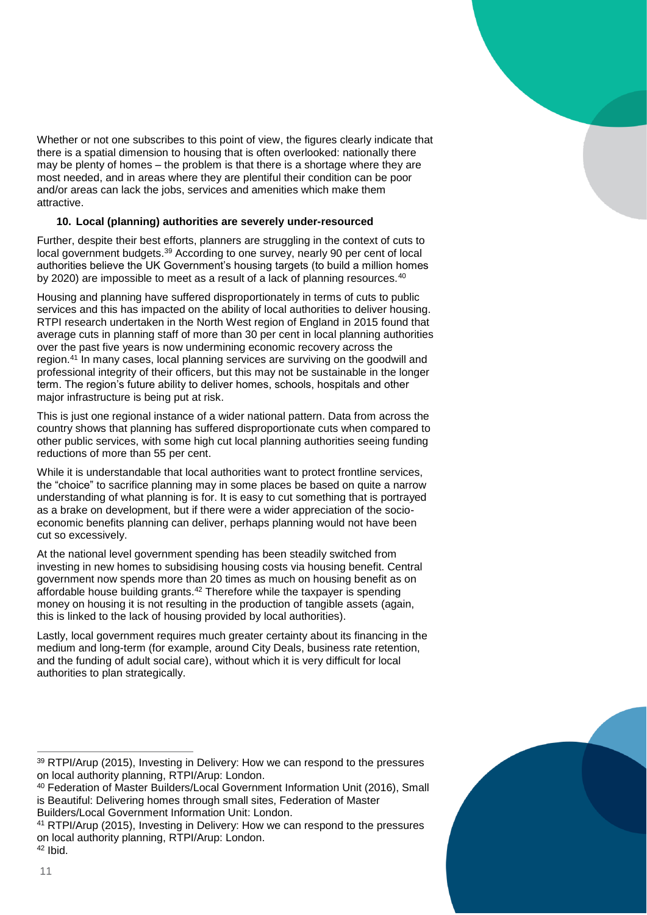Whether or not one subscribes to this point of view, the figures clearly indicate that there is a spatial dimension to housing that is often overlooked: nationally there may be plenty of homes – the problem is that there is a shortage where they are most needed, and in areas where they are plentiful their condition can be poor and/or areas can lack the jobs, services and amenities which make them attractive.

### 10. Local (planning) authorities are severely under-resourced

Further, despite their best efforts, planners are struggling in the context of cuts to local government budgets.[39] According to one survey, nearly 90 per cent of local authorities believe the UK Government's housing targets (to build a million homes by 2020) are impossible to meet as a result of a lack of planning resources.[40]

Housing and planning have suffered disproportionately in terms of cuts to public services and this has impacted on the ability of local authorities to deliver housing. RTPI research undertaken in the North West region of England in 2015 found that average cuts in planning staff of more than 30 per cent in local planning authorities over the past five years is now undermining economic recovery across the region.[41] In many cases, local planning services are surviving on the goodwill and professional integrity of their officers, but this may not be sustainable in the longer term. The region's future ability to deliver homes, schools, hospitals and other major infrastructure is being put at risk.

This is just one regional instance of a wider national pattern. Data from across the country shows that planning has suffered disproportionate cuts when compared to other public services, with some high cut local planning authorities seeing funding reductions of more than 55 per cent.

While it is understandable that local authorities want to protect frontline services, the "choice" to sacrifice planning may in some places be based on quite a narrow understanding of what planning is for. It is easy to cut something that is portrayed as a brake on development, but if there were a wider appreciation of the socio-economic benefits planning can deliver, perhaps planning would not have been cut so excessively.

At the national level government spending has been steadily switched from investing in new homes to subsidising housing costs via housing benefit. Central government now spends more than 20 times as much on housing benefit as on affordable house building grants.[42] Therefore while the taxpayer is spending money on housing it is not resulting in the production of tangible assets (again, this is linked to the lack of housing provided by local authorities).

Lastly, local government requires much greater certainty about its financing in the medium and long-term (for example, around City Deals, business rate retention, and the funding of adult social care), without which it is very difficult for local authorities to plan strategically.

---

[39] RTPI/Arup (2015), Investing in Delivery: How we can respond to the pressures on local authority planning, RTPI/Arup: London.

[40] Federation of Master Builders/Local Government Information Unit (2016), Small is Beautiful: Delivering homes through small sites, Federation of Master Builders/Local Government Information Unit: London.

[41] RTPI/Arup (2015), Investing in Delivery: How we can respond to the pressures on local authority planning, RTPI/Arup: London.

[42] Ibid.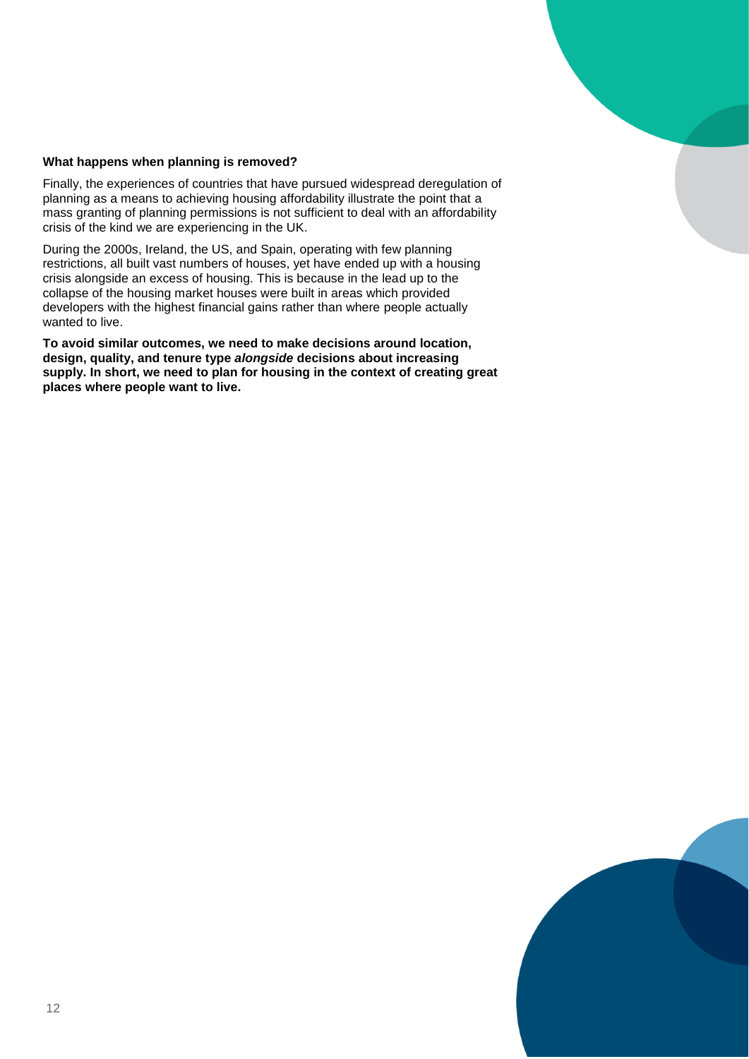**What happens when planning is removed?**

Finally, the experiences of countries that have pursued widespread deregulation of planning as a means to achieving housing affordability illustrate the point that a mass granting of planning permissions is not sufficient to deal with an affordability crisis of the kind we are experiencing in the UK.

During the 2000s, Ireland, the US, and Spain, operating with few planning restrictions, all built vast numbers of houses, yet have ended up with a housing crisis alongside an excess of housing. This is because in the lead up to the collapse of the housing market houses were built in areas which provided developers with the highest financial gains rather than where people actually wanted to live.

**To avoid similar outcomes, we need to make decisions around location, design, quality, and tenure type *alongside* decisions about increasing supply. In short, we need to plan for housing in the context of creating great places where people want to live.**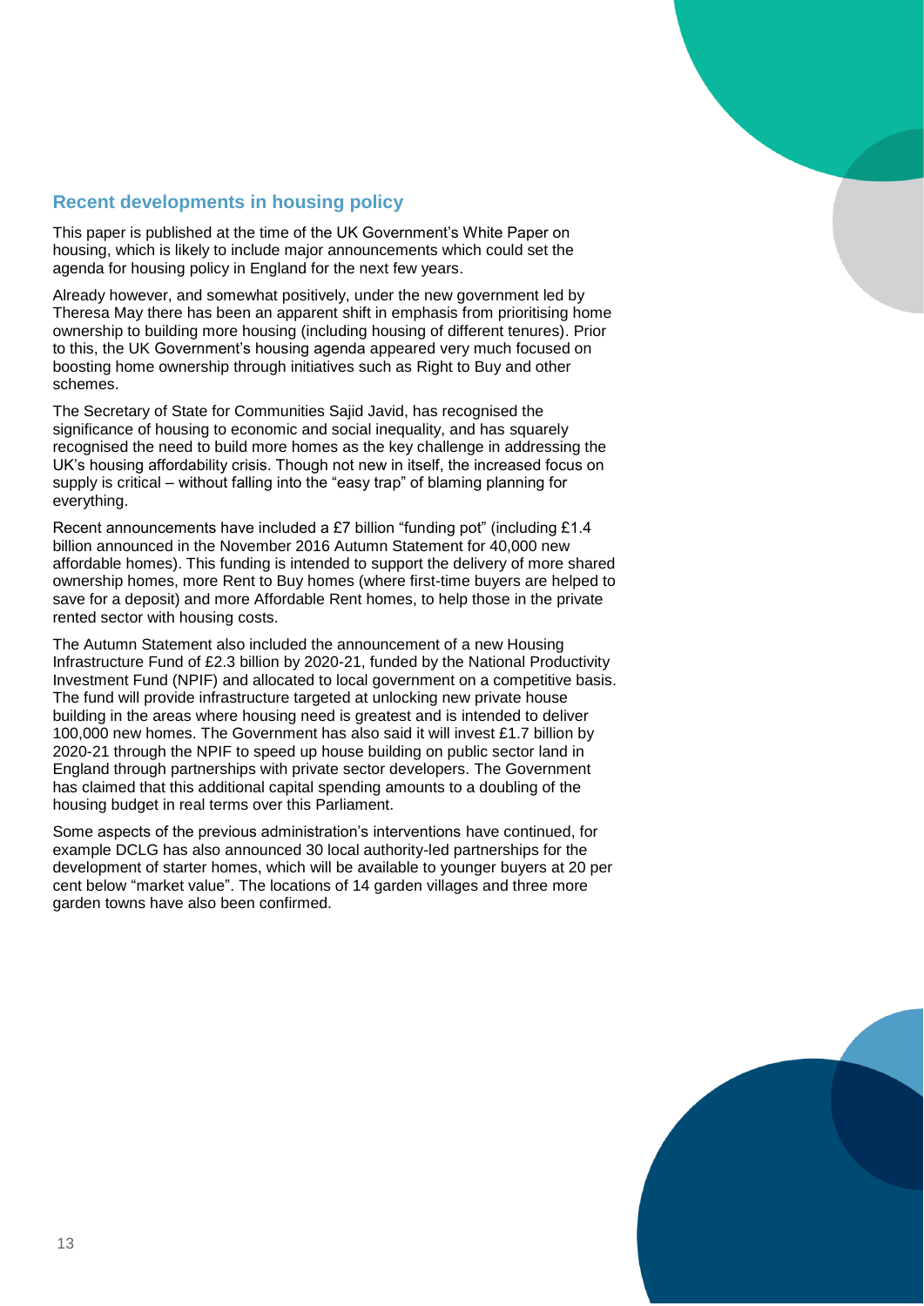## Recent developments in housing policy

This paper is published at the time of the UK Government's White Paper on housing, which is likely to include major announcements which could set the agenda for housing policy in England for the next few years.

Already however, and somewhat positively, under the new government led by Theresa May there has been an apparent shift in emphasis from prioritising home ownership to building more housing (including housing of different tenures). Prior to this, the UK Government's housing agenda appeared very much focused on boosting home ownership through initiatives such as Right to Buy and other schemes.

The Secretary of State for Communities Sajid Javid, has recognised the significance of housing to economic and social inequality, and has squarely recognised the need to build more homes as the key challenge in addressing the UK's housing affordability crisis. Though not new in itself, the increased focus on supply is critical – without falling into the "easy trap" of blaming planning for everything.

Recent announcements have included a £7 billion "funding pot" (including £1.4 billion announced in the November 2016 Autumn Statement for 40,000 new affordable homes). This funding is intended to support the delivery of more shared ownership homes, more Rent to Buy homes (where first-time buyers are helped to save for a deposit) and more Affordable Rent homes, to help those in the private rented sector with housing costs.

The Autumn Statement also included the announcement of a new Housing Infrastructure Fund of £2.3 billion by 2020-21, funded by the National Productivity Investment Fund (NPIF) and allocated to local government on a competitive basis. The fund will provide infrastructure targeted at unlocking new private house building in the areas where housing need is greatest and is intended to deliver 100,000 new homes. The Government has also said it will invest £1.7 billion by 2020-21 through the NPIF to speed up house building on public sector land in England through partnerships with private sector developers. The Government has claimed that this additional capital spending amounts to a doubling of the housing budget in real terms over this Parliament.

Some aspects of the previous administration's interventions have continued, for example DCLG has also announced 30 local authority-led partnerships for the development of starter homes, which will be available to younger buyers at 20 per cent below "market value". The locations of 14 garden villages and three more garden towns have also been confirmed.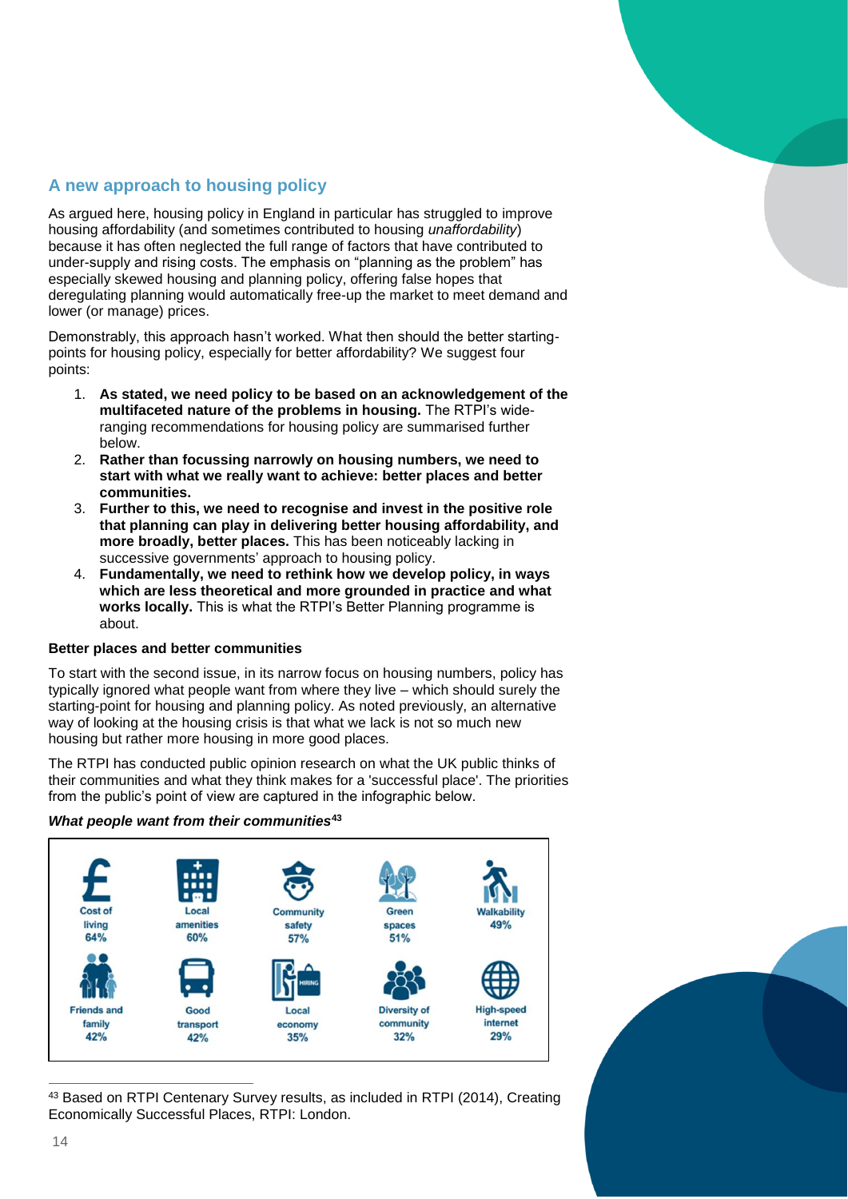## A new approach to housing policy

As argued here, housing policy in England in particular has struggled to improve housing affordability (and sometimes contributed to housing *unaffordability*) because it has often neglected the full range of factors that have contributed to under-supply and rising costs. The emphasis on "planning as the problem" has especially skewed housing and planning policy, offering false hopes that deregulating planning would automatically free-up the market to meet demand and lower (or manage) prices.

Demonstrably, this approach hasn't worked. What then should the better starting-points for housing policy, especially for better affordability? We suggest four points:

1. **As stated, we need policy to be based on an acknowledgement of the multifaceted nature of the problems in housing.** The RTPI's wide-ranging recommendations for housing policy are summarised further below.
2. **Rather than focussing narrowly on housing numbers, we need to start with what we really want to achieve: better places and better communities.**
3. **Further to this, we need to recognise and invest in the positive role that planning can play in delivering better housing affordability, and more broadly, better places.** This has been noticeably lacking in successive governments' approach to housing policy.
4. **Fundamentally, we need to rethink how we develop policy, in ways which are less theoretical and more grounded in practice and what works locally.** This is what the RTPI's Better Planning programme is about.

### Better places and better communities

To start with the second issue, in its narrow focus on housing numbers, policy has typically ignored what people want from where they live – which should surely the starting-point for housing and planning policy. As noted previously, an alternative way of looking at the housing crisis is that what we lack is not so much new housing but rather more housing in more good places.

The RTPI has conducted public opinion research on what the UK public thinks of their communities and what they think makes for a 'successful place'. The priorities from the public's point of view are captured in the infographic below.

***What people want from their communities***[43]

| Cost of living | Local amenities | Community safety | Green spaces | Walkability |
|---|---|---|---|---|
| 64% | 60% | 57% | 51% | 49% |
| **Friends and family** | **Good transport** | **Local economy** | **Diversity of community** | **High-speed internet** |
| 42% | 42% | 35% | 32% | 29% |

[43] Based on RTPI Centenary Survey results, as included in RTPI (2014), Creating Economically Successful Places, RTPI: London.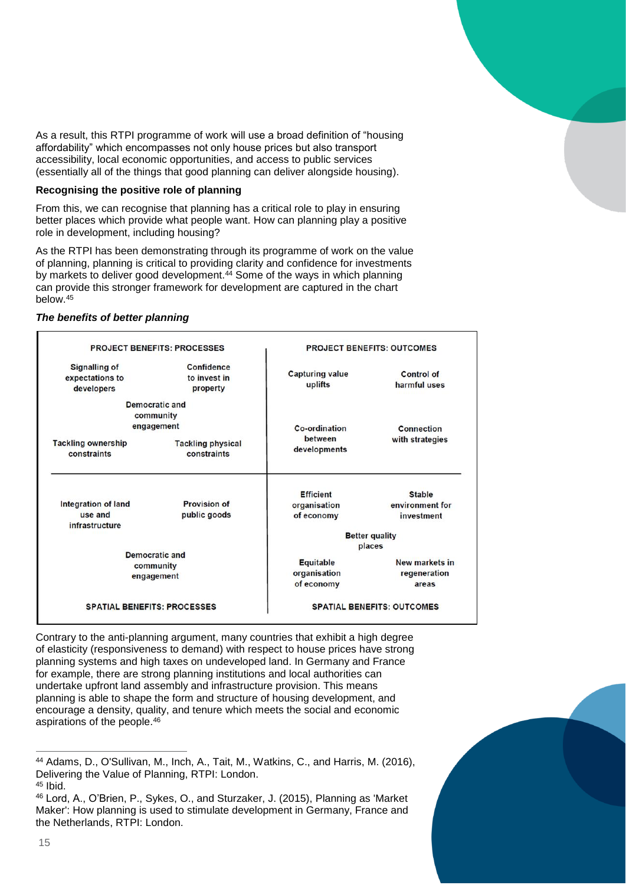As a result, this RTPI programme of work will use a broad definition of "housing affordability" which encompasses not only house prices but also transport accessibility, local economic opportunities, and access to public services (essentially all of the things that good planning can deliver alongside housing).

**Recognising the positive role of planning**

From this, we can recognise that planning has a critical role to play in ensuring better places which provide what people want. How can planning play a positive role in development, including housing?

As the RTPI has been demonstrating through its programme of work on the value of planning, planning is critical to providing clarity and confidence for investments by markets to deliver good development.[44] Some of the ways in which planning can provide this stronger framework for development are captured in the chart below.[45]

***The benefits of better planning***

| PROJECT BENEFITS: PROCESSES | PROJECT BENEFITS: OUTCOMES |
|---|---|
| Signalling of expectations to developers; Confidence to invest in property; Democratic and community engagement; Tackling ownership constraints; Tackling physical constraints | Capturing value uplifts; Control of harmful uses; Co-ordination between developments; Connection with strategies |
| Integration of land use and infrastructure; Provision of public goods; Democratic and community engagement | Efficient organisation of economy; Stable environment for investment; Better quality places; Equitable organisation of economy; New markets in regeneration areas |
| **SPATIAL BENEFITS: PROCESSES** | **SPATIAL BENEFITS: OUTCOMES** |

Contrary to the anti-planning argument, many countries that exhibit a high degree of elasticity (responsiveness to demand) with respect to house prices have strong planning systems and high taxes on undeveloped land. In Germany and France for example, there are strong planning institutions and local authorities can undertake upfront land assembly and infrastructure provision. This means planning is able to shape the form and structure of housing development, and encourage a density, quality, and tenure which meets the social and economic aspirations of the people.[46]

---

[44] Adams, D., O'Sullivan, M., Inch, A., Tait, M., Watkins, C., and Harris, M. (2016), Delivering the Value of Planning, RTPI: London.

[45] Ibid.

[46] Lord, A., O'Brien, P., Sykes, O., and Sturzaker, J. (2015), Planning as 'Market Maker': How planning is used to stimulate development in Germany, France and the Netherlands, RTPI: London.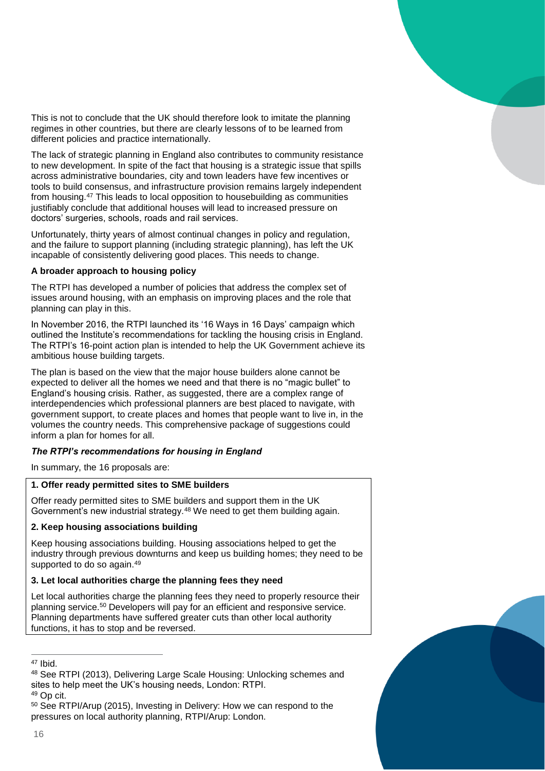This is not to conclude that the UK should therefore look to imitate the planning regimes in other countries, but there are clearly lessons of to be learned from different policies and practice internationally.

The lack of strategic planning in England also contributes to community resistance to new development. In spite of the fact that housing is a strategic issue that spills across administrative boundaries, city and town leaders have few incentives or tools to build consensus, and infrastructure provision remains largely independent from housing.[47] This leads to local opposition to housebuilding as communities justifiably conclude that additional houses will lead to increased pressure on doctors' surgeries, schools, roads and rail services.

Unfortunately, thirty years of almost continual changes in policy and regulation, and the failure to support planning (including strategic planning), has left the UK incapable of consistently delivering good places. This needs to change.

**A broader approach to housing policy**

The RTPI has developed a number of policies that address the complex set of issues around housing, with an emphasis on improving places and the role that planning can play in this.

In November 2016, the RTPI launched its '16 Ways in 16 Days' campaign which outlined the Institute's recommendations for tackling the housing crisis in England. The RTPI's 16-point action plan is intended to help the UK Government achieve its ambitious house building targets.

The plan is based on the view that the major house builders alone cannot be expected to deliver all the homes we need and that there is no "magic bullet" to England's housing crisis. Rather, as suggested, there are a complex range of interdependencies which professional planners are best placed to navigate, with government support, to create places and homes that people want to live in, in the volumes the country needs. This comprehensive package of suggestions could inform a plan for homes for all.

***The RTPI's recommendations for housing in England***

In summary, the 16 proposals are:

**1. Offer ready permitted sites to SME builders**

Offer ready permitted sites to SME builders and support them in the UK Government's new industrial strategy.[48] We need to get them building again.

**2. Keep housing associations building**

Keep housing associations building. Housing associations helped to get the industry through previous downturns and keep us building homes; they need to be supported to do so again.[49]

**3. Let local authorities charge the planning fees they need**

Let local authorities charge the planning fees they need to properly resource their planning service.[50] Developers will pay for an efficient and responsive service. Planning departments have suffered greater cuts than other local authority functions, it has to stop and be reversed.

---

[47] Ibid.

[48] See RTPI (2013), Delivering Large Scale Housing: Unlocking schemes and sites to help meet the UK's housing needs, London: RTPI.

[49] Op cit.

[50] See RTPI/Arup (2015), Investing in Delivery: How we can respond to the pressures on local authority planning, RTPI/Arup: London.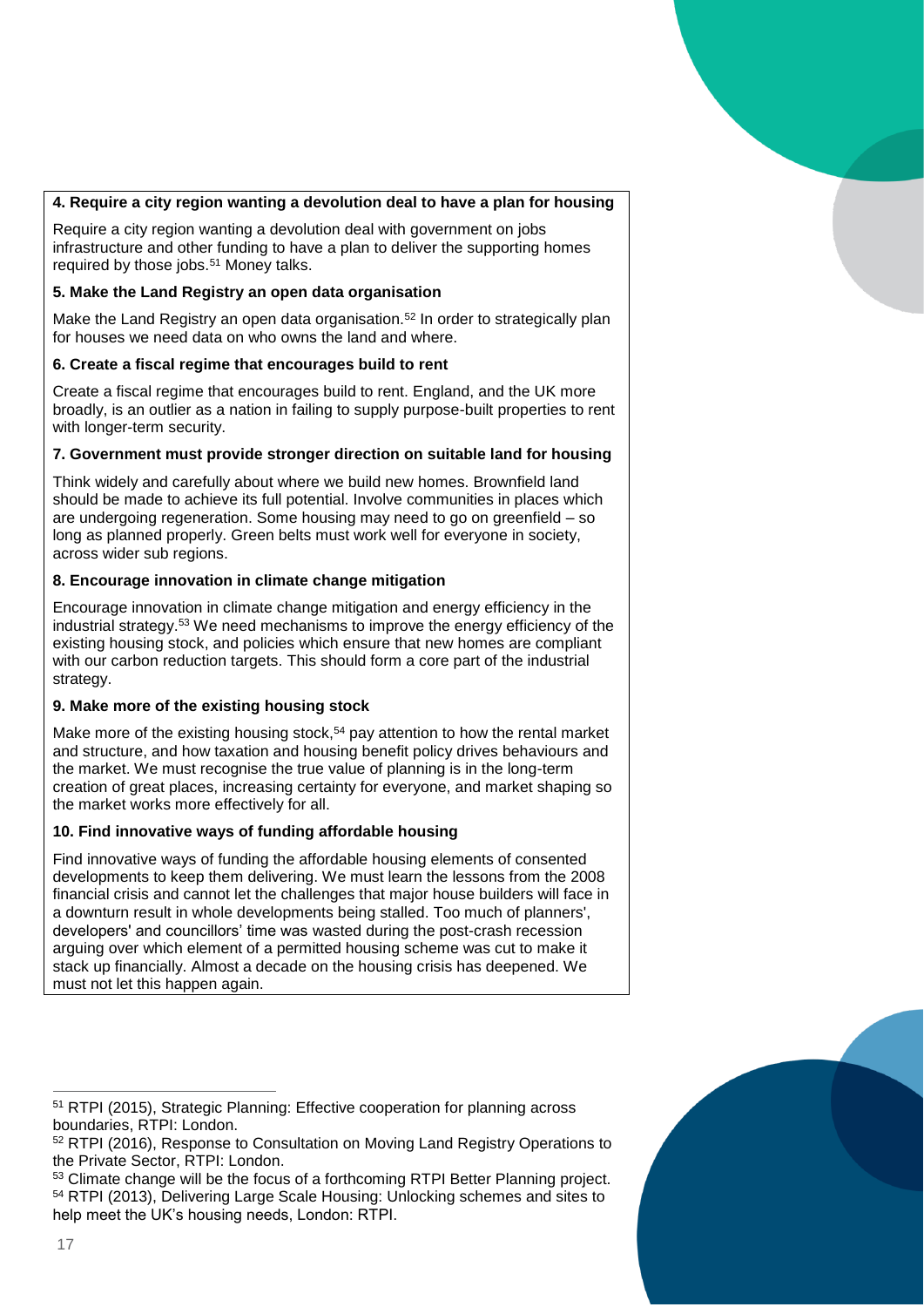**4. Require a city region wanting a devolution deal to have a plan for housing**

Require a city region wanting a devolution deal with government on jobs infrastructure and other funding to have a plan to deliver the supporting homes required by those jobs.[51] Money talks.

**5. Make the Land Registry an open data organisation**

Make the Land Registry an open data organisation.[52] In order to strategically plan for houses we need data on who owns the land and where.

**6. Create a fiscal regime that encourages build to rent**

Create a fiscal regime that encourages build to rent. England, and the UK more broadly, is an outlier as a nation in failing to supply purpose-built properties to rent with longer-term security.

**7. Government must provide stronger direction on suitable land for housing**

Think widely and carefully about where we build new homes. Brownfield land should be made to achieve its full potential. Involve communities in places which are undergoing regeneration. Some housing may need to go on greenfield – so long as planned properly. Green belts must work well for everyone in society, across wider sub regions.

**8. Encourage innovation in climate change mitigation**

Encourage innovation in climate change mitigation and energy efficiency in the industrial strategy.[53] We need mechanisms to improve the energy efficiency of the existing housing stock, and policies which ensure that new homes are compliant with our carbon reduction targets. This should form a core part of the industrial strategy.

**9. Make more of the existing housing stock**

Make more of the existing housing stock,[54] pay attention to how the rental market and structure, and how taxation and housing benefit policy drives behaviours and the market. We must recognise the true value of planning is in the long-term creation of great places, increasing certainty for everyone, and market shaping so the market works more effectively for all.

**10. Find innovative ways of funding affordable housing**

Find innovative ways of funding the affordable housing elements of consented developments to keep them delivering. We must learn the lessons from the 2008 financial crisis and cannot let the challenges that major house builders will face in a downturn result in whole developments being stalled. Too much of planners', developers' and councillors' time was wasted during the post-crash recession arguing over which element of a permitted housing scheme was cut to make it stack up financially. Almost a decade on the housing crisis has deepened. We must not let this happen again.

---

[51] RTPI (2015), Strategic Planning: Effective cooperation for planning across boundaries, RTPI: London.

[52] RTPI (2016), Response to Consultation on Moving Land Registry Operations to the Private Sector, RTPI: London.

[53] Climate change will be the focus of a forthcoming RTPI Better Planning project.

[54] RTPI (2013), Delivering Large Scale Housing: Unlocking schemes and sites to help meet the UK's housing needs, London: RTPI.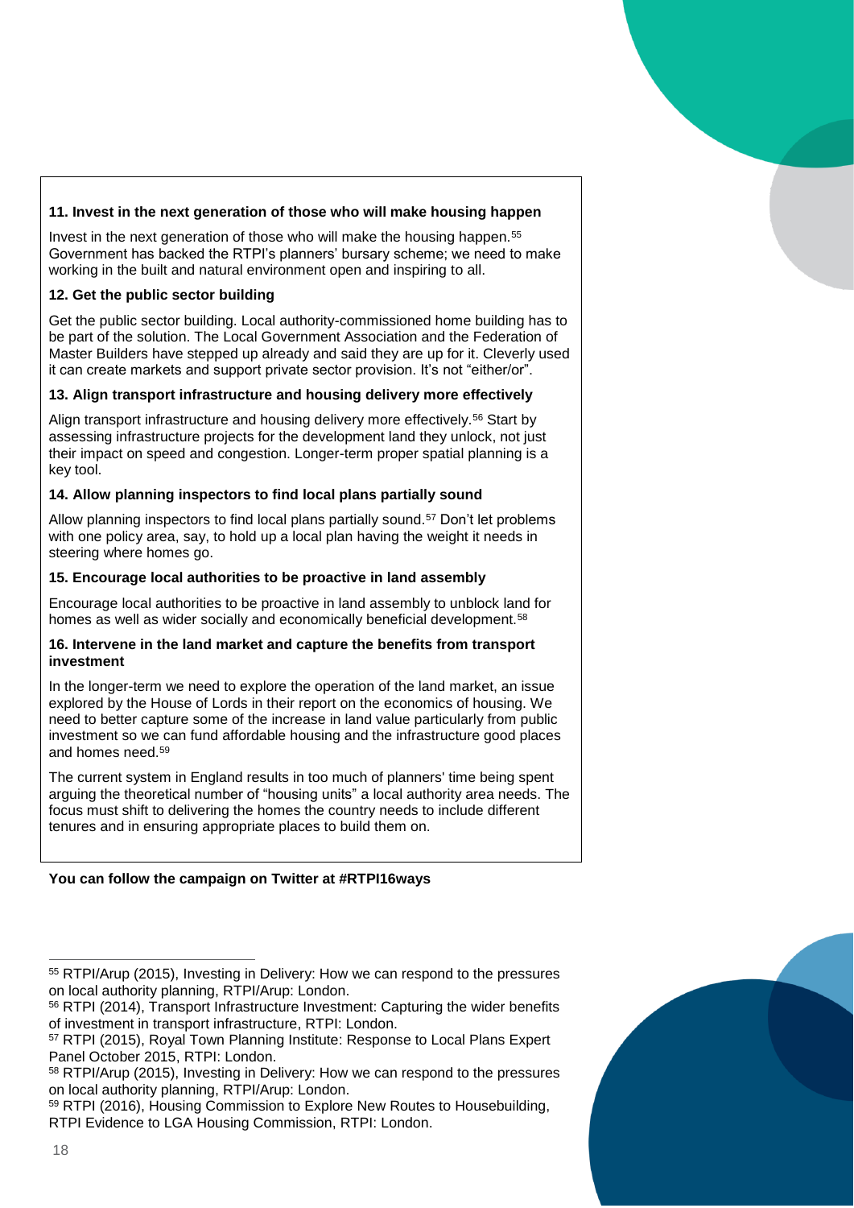**11. Invest in the next generation of those who will make housing happen**

Invest in the next generation of those who will make the housing happen.[55] Government has backed the RTPI's planners' bursary scheme; we need to make working in the built and natural environment open and inspiring to all.

**12. Get the public sector building**

Get the public sector building. Local authority-commissioned home building has to be part of the solution. The Local Government Association and the Federation of Master Builders have stepped up already and said they are up for it. Cleverly used it can create markets and support private sector provision. It's not "either/or".

**13. Align transport infrastructure and housing delivery more effectively**

Align transport infrastructure and housing delivery more effectively.[56] Start by assessing infrastructure projects for the development land they unlock, not just their impact on speed and congestion. Longer-term proper spatial planning is a key tool.

**14. Allow planning inspectors to find local plans partially sound**

Allow planning inspectors to find local plans partially sound.[57] Don't let problems with one policy area, say, to hold up a local plan having the weight it needs in steering where homes go.

**15. Encourage local authorities to be proactive in land assembly**

Encourage local authorities to be proactive in land assembly to unblock land for homes as well as wider socially and economically beneficial development.[58]

**16. Intervene in the land market and capture the benefits from transport investment**

In the longer-term we need to explore the operation of the land market, an issue explored by the House of Lords in their report on the economics of housing. We need to better capture some of the increase in land value particularly from public investment so we can fund affordable housing and the infrastructure good places and homes need.[59]

The current system in England results in too much of planners' time being spent arguing the theoretical number of "housing units" a local authority area needs. The focus must shift to delivering the homes the country needs to include different tenures and in ensuring appropriate places to build them on.

**You can follow the campaign on Twitter at #RTPI16ways**

---

[55] RTPI/Arup (2015), Investing in Delivery: How we can respond to the pressures on local authority planning, RTPI/Arup: London.

[56] RTPI (2014), Transport Infrastructure Investment: Capturing the wider benefits of investment in transport infrastructure, RTPI: London.

[57] RTPI (2015), Royal Town Planning Institute: Response to Local Plans Expert Panel October 2015, RTPI: London.

[58] RTPI/Arup (2015), Investing in Delivery: How we can respond to the pressures on local authority planning, RTPI/Arup: London.

[59] RTPI (2016), Housing Commission to Explore New Routes to Housebuilding, RTPI Evidence to LGA Housing Commission, RTPI: London.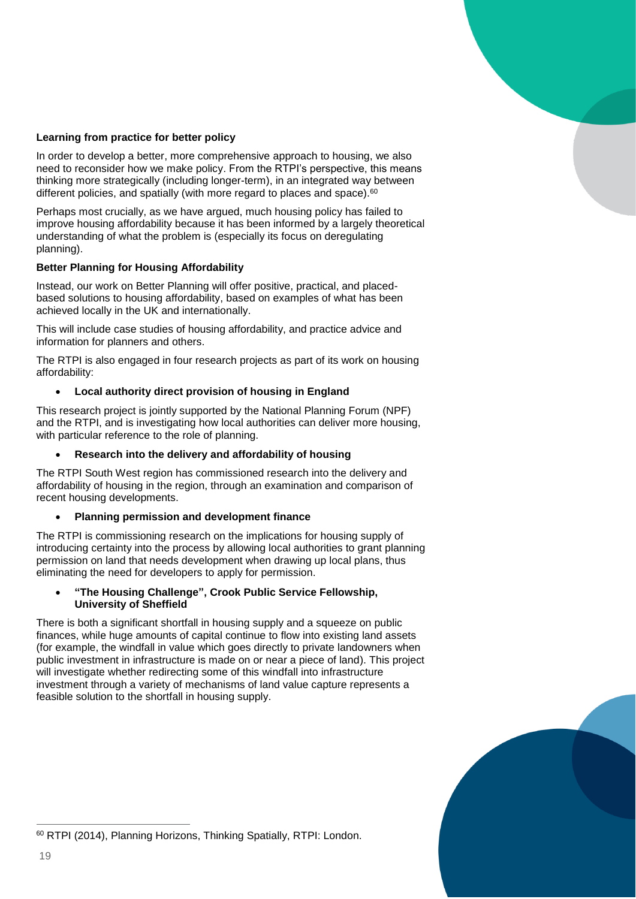**Learning from practice for better policy**

In order to develop a better, more comprehensive approach to housing, we also need to reconsider how we make policy. From the RTPI's perspective, this means thinking more strategically (including longer-term), in an integrated way between different policies, and spatially (with more regard to places and space).[60]

Perhaps most crucially, as we have argued, much housing policy has failed to improve housing affordability because it has been informed by a largely theoretical understanding of what the problem is (especially its focus on deregulating planning).

**Better Planning for Housing Affordability**

Instead, our work on Better Planning will offer positive, practical, and placed-based solutions to housing affordability, based on examples of what has been achieved locally in the UK and internationally.

This will include case studies of housing affordability, and practice advice and information for planners and others.

The RTPI is also engaged in four research projects as part of its work on housing affordability:

- **Local authority direct provision of housing in England**

This research project is jointly supported by the National Planning Forum (NPF) and the RTPI, and is investigating how local authorities can deliver more housing, with particular reference to the role of planning.

- **Research into the delivery and affordability of housing**

The RTPI South West region has commissioned research into the delivery and affordability of housing in the region, through an examination and comparison of recent housing developments.

- **Planning permission and development finance**

The RTPI is commissioning research on the implications for housing supply of introducing certainty into the process by allowing local authorities to grant planning permission on land that needs development when drawing up local plans, thus eliminating the need for developers to apply for permission.

- **"The Housing Challenge", Crook Public Service Fellowship, University of Sheffield**

There is both a significant shortfall in housing supply and a squeeze on public finances, while huge amounts of capital continue to flow into existing land assets (for example, the windfall in value which goes directly to private landowners when public investment in infrastructure is made on or near a piece of land). This project will investigate whether redirecting some of this windfall into infrastructure investment through a variety of mechanisms of land value capture represents a feasible solution to the shortfall in housing supply.

---

[60] RTPI (2014), Planning Horizons, Thinking Spatially, RTPI: London.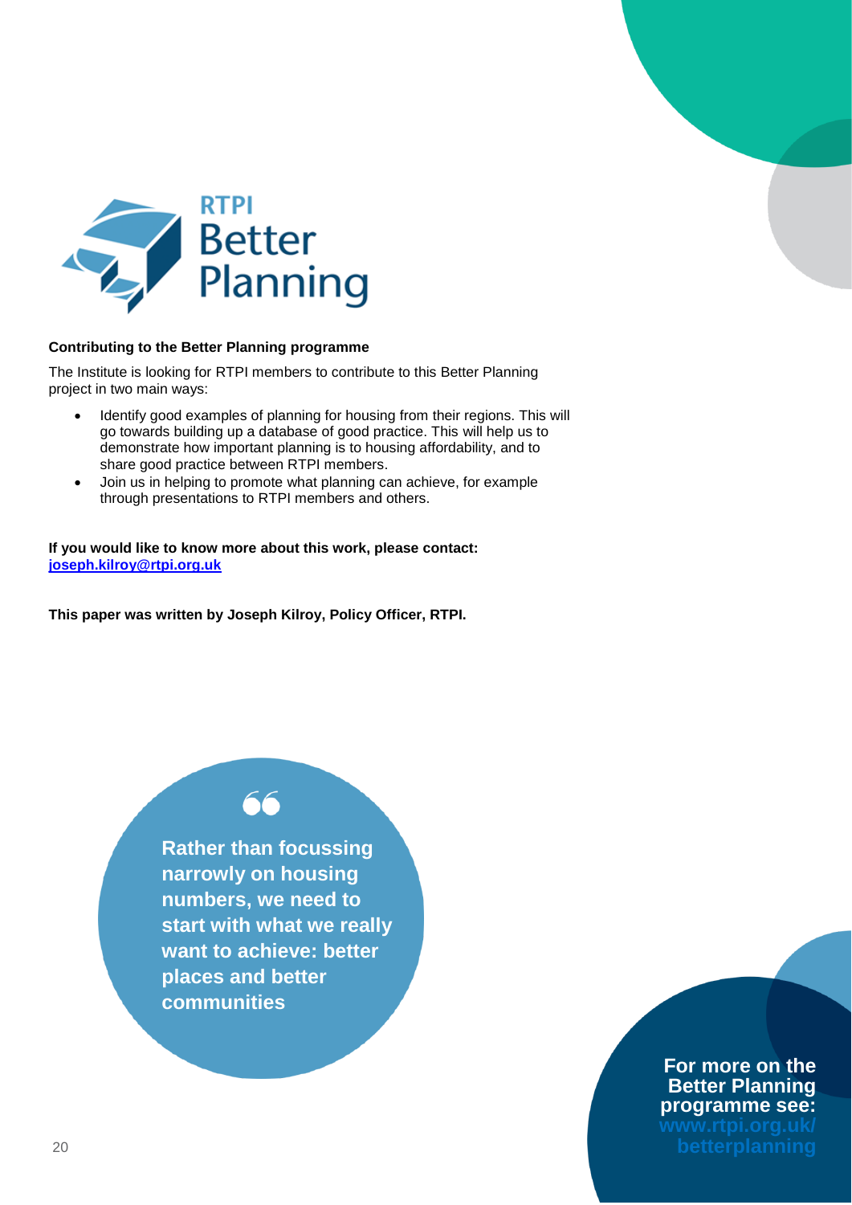RTPI Better Planning

**Contributing to the Better Planning programme**

The Institute is looking for RTPI members to contribute to this Better Planning project in two main ways:

- Identify good examples of planning for housing from their regions. This will go towards building up a database of good practice. This will help us to demonstrate how important planning is to housing affordability, and to share good practice between RTPI members.
- Join us in helping to promote what planning can achieve, for example through presentations to RTPI members and others.

**If you would like to know more about this work, please contact:**
**joseph.kilroy@rtpi.org.uk**

**This paper was written by Joseph Kilroy, Policy Officer, RTPI.**

> **Rather than focussing narrowly on housing numbers, we need to start with what we really want to achieve: better places and better communities**

**For more on the Better Planning programme see: www.rtpi.org.uk/betterplanning**